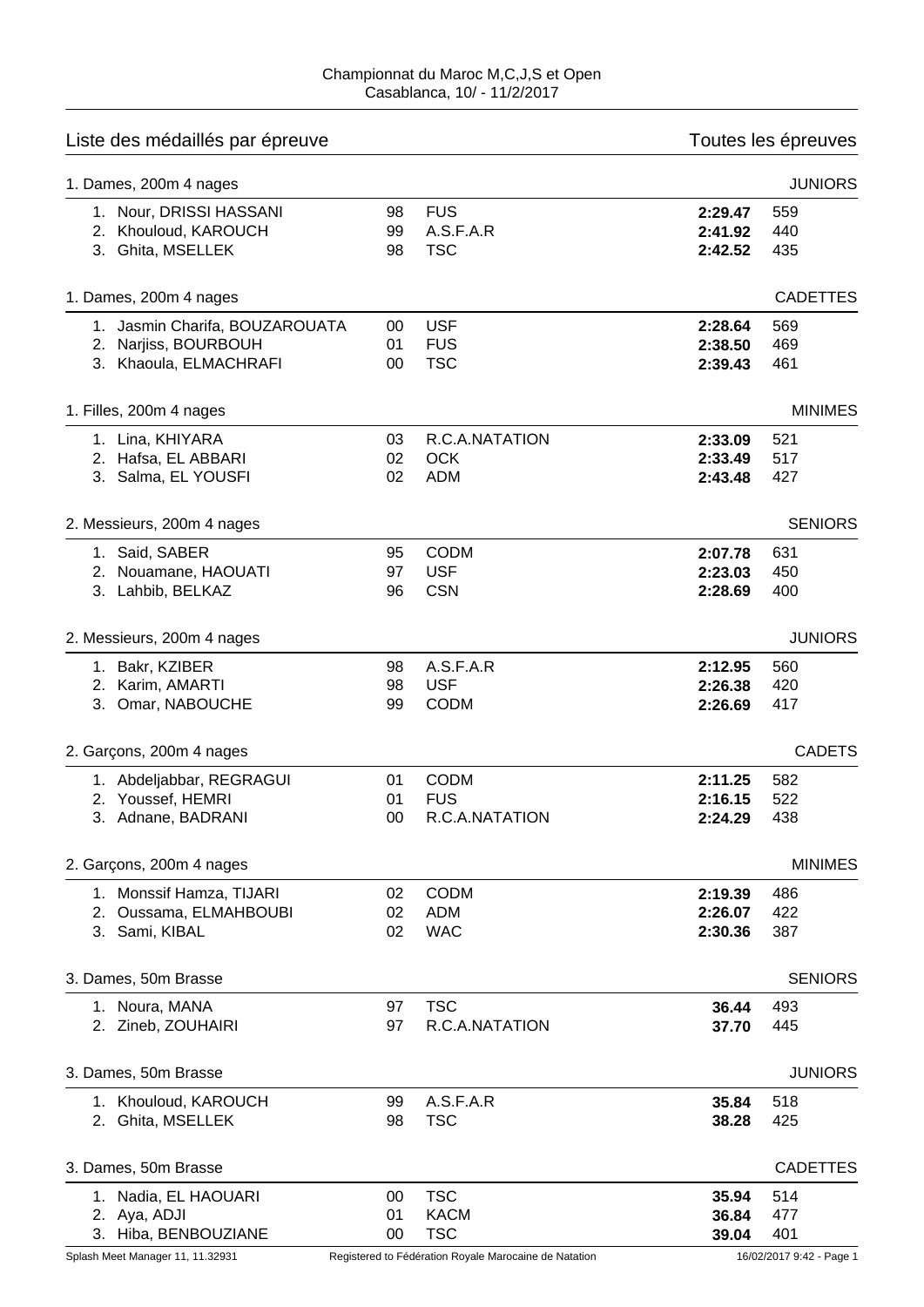Championnat du Maroc M,C,J,S et Open
Casablanca, 10/ - 11/2/2017

## Liste des médaillés par épreuve — Toutes les épreuves

### 1. Dames, 200m 4 nages — JUNIORS

| | Nom | Année | Club | Temps | Points |
|---|---|---|---|---|---|
| 1. | Nour, DRISSI HASSANI | 98 | FUS | **2:29.47** | 559 |
| 2. | Khouloud, KAROUCH | 99 | A.S.F.A.R | **2:41.92** | 440 |
| 3. | Ghita, MSELLEK | 98 | TSC | **2:42.52** | 435 |

### 1. Dames, 200m 4 nages — CADETTES

| | Nom | Année | Club | Temps | Points |
|---|---|---|---|---|---|
| 1. | Jasmin Charifa, BOUZAROUATA | 00 | USF | **2:28.64** | 569 |
| 2. | Narjiss, BOURBOUH | 01 | FUS | **2:38.50** | 469 |
| 3. | Khaoula, ELMACHRAFI | 00 | TSC | **2:39.43** | 461 |

### 1. Filles, 200m 4 nages — MINIMES

| | Nom | Année | Club | Temps | Points |
|---|---|---|---|---|---|
| 1. | Lina, KHIYARA | 03 | R.C.A.NATATION | **2:33.09** | 521 |
| 2. | Hafsa, EL ABBARI | 02 | OCK | **2:33.49** | 517 |
| 3. | Salma, EL YOUSFI | 02 | ADM | **2:43.48** | 427 |

### 2. Messieurs, 200m 4 nages — SENIORS

| | Nom | Année | Club | Temps | Points |
|---|---|---|---|---|---|
| 1. | Said, SABER | 95 | CODM | **2:07.78** | 631 |
| 2. | Nouamane, HAOUATI | 97 | USF | **2:23.03** | 450 |
| 3. | Lahbib, BELKAZ | 96 | CSN | **2:28.69** | 400 |

### 2. Messieurs, 200m 4 nages — JUNIORS

| | Nom | Année | Club | Temps | Points |
|---|---|---|---|---|---|
| 1. | Bakr, KZIBER | 98 | A.S.F.A.R | **2:12.95** | 560 |
| 2. | Karim, AMARTI | 98 | USF | **2:26.38** | 420 |
| 3. | Omar, NABOUCHE | 99 | CODM | **2:26.69** | 417 |

### 2. Garçons, 200m 4 nages — CADETS

| | Nom | Année | Club | Temps | Points |
|---|---|---|---|---|---|
| 1. | Abdeljabbar, REGRAGUI | 01 | CODM | **2:11.25** | 582 |
| 2. | Youssef, HEMRI | 01 | FUS | **2:16.15** | 522 |
| 3. | Adnane, BADRANI | 00 | R.C.A.NATATION | **2:24.29** | 438 |

### 2. Garçons, 200m 4 nages — MINIMES

| | Nom | Année | Club | Temps | Points |
|---|---|---|---|---|---|
| 1. | Monssif Hamza, TIJARI | 02 | CODM | **2:19.39** | 486 |
| 2. | Oussama, ELMAHBOUBI | 02 | ADM | **2:26.07** | 422 |
| 3. | Sami, KIBAL | 02 | WAC | **2:30.36** | 387 |

### 3. Dames, 50m Brasse — SENIORS

| | Nom | Année | Club | Temps | Points |
|---|---|---|---|---|---|
| 1. | Noura, MANA | 97 | TSC | **36.44** | 493 |
| 2. | Zineb, ZOUHAIRI | 97 | R.C.A.NATATION | **37.70** | 445 |

### 3. Dames, 50m Brasse — JUNIORS

| | Nom | Année | Club | Temps | Points |
|---|---|---|---|---|---|
| 1. | Khouloud, KAROUCH | 99 | A.S.F.A.R | **35.84** | 518 |
| 2. | Ghita, MSELLEK | 98 | TSC | **38.28** | 425 |

### 3. Dames, 50m Brasse — CADETTES

| | Nom | Année | Club | Temps | Points |
|---|---|---|---|---|---|
| 1. | Nadia, EL HAOUARI | 00 | TSC | **35.94** | 514 |
| 2. | Aya, ADJI | 01 | KACM | **36.84** | 477 |
| 3. | Hiba, BENBOUZIANE | 00 | TSC | **39.04** | 401 |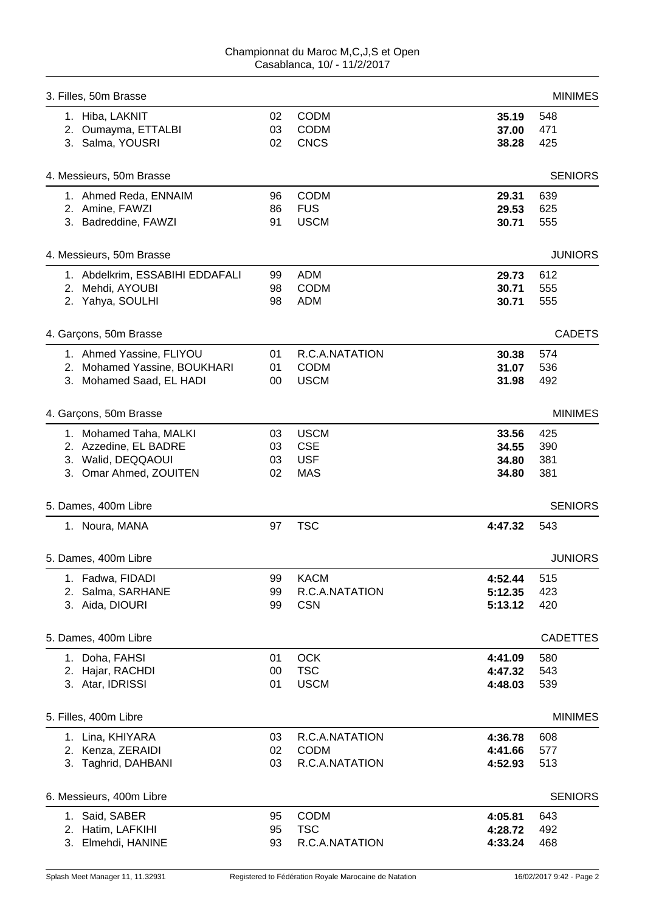Championnat du Maroc M,C,J,S et Open
Casablanca, 10/ - 11/2/2017

### 3. Filles, 50m Brasse — MINIMES

| | | | | |
|---|---|---|---|---|
| 1. Hiba, LAKNIT | 02 | CODM | **35.19** | 548 |
| 2. Oumayma, ETTALBI | 03 | CODM | **37.00** | 471 |
| 3. Salma, YOUSRI | 02 | CNCS | **38.28** | 425 |

### 4. Messieurs, 50m Brasse — SENIORS

| | | | | |
|---|---|---|---|---|
| 1. Ahmed Reda, ENNAIM | 96 | CODM | **29.31** | 639 |
| 2. Amine, FAWZI | 86 | FUS | **29.53** | 625 |
| 3. Badreddine, FAWZI | 91 | USCM | **30.71** | 555 |

### 4. Messieurs, 50m Brasse — JUNIORS

| | | | | |
|---|---|---|---|---|
| 1. Abdelkrim, ESSABIHI EDDAFALI | 99 | ADM | **29.73** | 612 |
| 2. Mehdi, AYOUBI | 98 | CODM | **30.71** | 555 |
| 2. Yahya, SOULHI | 98 | ADM | **30.71** | 555 |

### 4. Garçons, 50m Brasse — CADETS

| | | | | |
|---|---|---|---|---|
| 1. Ahmed Yassine, FLIYOU | 01 | R.C.A.NATATION | **30.38** | 574 |
| 2. Mohamed Yassine, BOUKHARI | 01 | CODM | **31.07** | 536 |
| 3. Mohamed Saad, EL HADI | 00 | USCM | **31.98** | 492 |

### 4. Garçons, 50m Brasse — MINIMES

| | | | | |
|---|---|---|---|---|
| 1. Mohamed Taha, MALKI | 03 | USCM | **33.56** | 425 |
| 2. Azzedine, EL BADRE | 03 | CSE | **34.55** | 390 |
| 3. Walid, DEQQAOUI | 03 | USF | **34.80** | 381 |
| 3. Omar Ahmed, ZOUITEN | 02 | MAS | **34.80** | 381 |

### 5. Dames, 400m Libre — SENIORS

| | | | | |
|---|---|---|---|---|
| 1. Noura, MANA | 97 | TSC | **4:47.32** | 543 |

### 5. Dames, 400m Libre — JUNIORS

| | | | | |
|---|---|---|---|---|
| 1. Fadwa, FIDADI | 99 | KACM | **4:52.44** | 515 |
| 2. Salma, SARHANE | 99 | R.C.A.NATATION | **5:12.35** | 423 |
| 3. Aida, DIOURI | 99 | CSN | **5:13.12** | 420 |

### 5. Dames, 400m Libre — CADETTES

| | | | | |
|---|---|---|---|---|
| 1. Doha, FAHSI | 01 | OCK | **4:41.09** | 580 |
| 2. Hajar, RACHDI | 00 | TSC | **4:47.32** | 543 |
| 3. Atar, IDRISSI | 01 | USCM | **4:48.03** | 539 |

### 5. Filles, 400m Libre — MINIMES

| | | | | |
|---|---|---|---|---|
| 1. Lina, KHIYARA | 03 | R.C.A.NATATION | **4:36.78** | 608 |
| 2. Kenza, ZERAIDI | 02 | CODM | **4:41.66** | 577 |
| 3. Taghrid, DAHBANI | 03 | R.C.A.NATATION | **4:52.93** | 513 |

### 6. Messieurs, 400m Libre — SENIORS

| | | | | |
|---|---|---|---|---|
| 1. Said, SABER | 95 | CODM | **4:05.81** | 643 |
| 2. Hatim, LAFKIHI | 95 | TSC | **4:28.72** | 492 |
| 3. Elmehdi, HANINE | 93 | R.C.A.NATATION | **4:33.24** | 468 |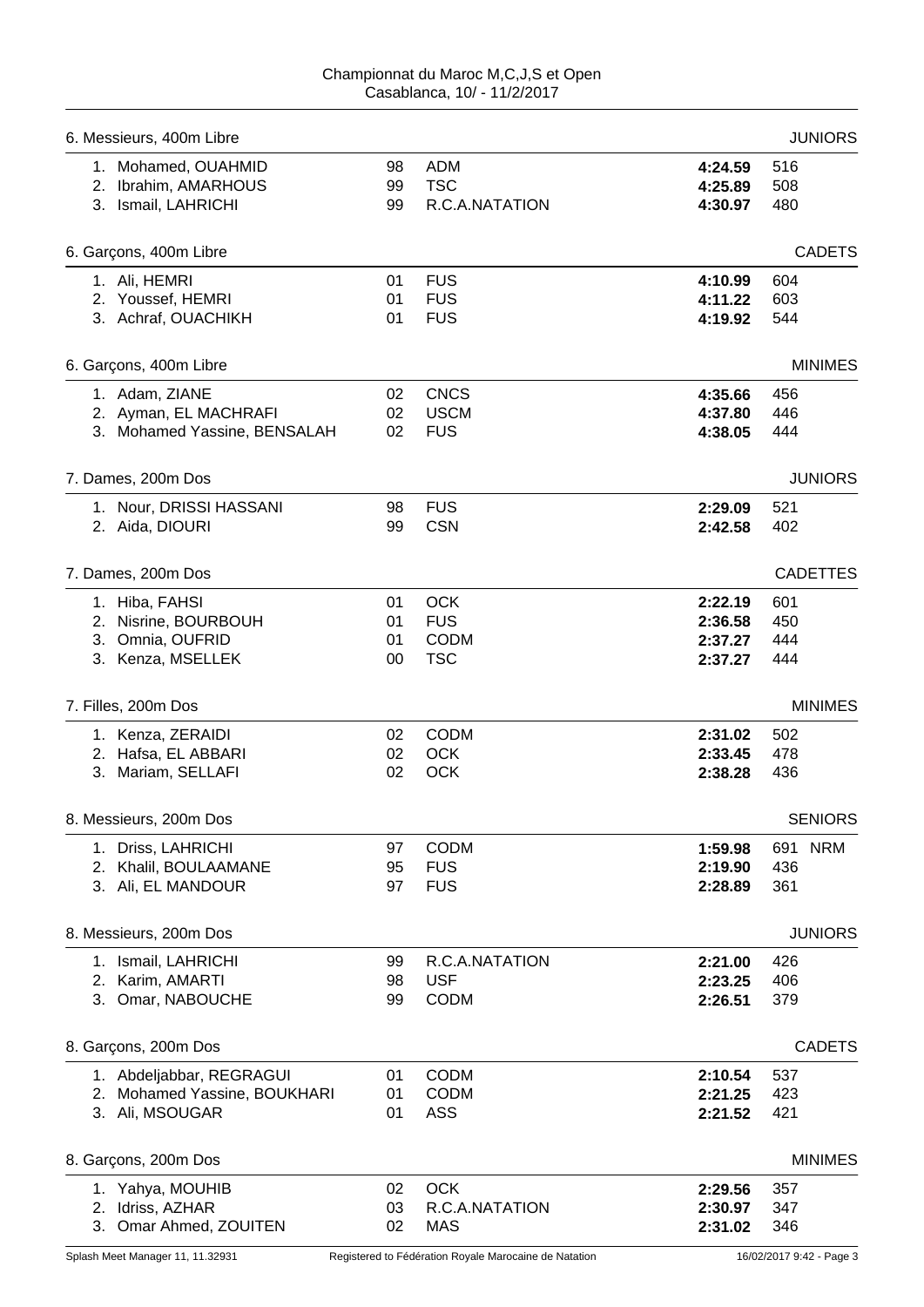Championnat du Maroc M,C,J,S et Open
Casablanca, 10/ - 11/2/2017

### 6. Messieurs, 400m Libre — JUNIORS

| | | | | | |
|---|---|---|---|---|---|
| 1. | Mohamed, OUAHMID | 98 | ADM | **4:24.59** | 516 |
| 2. | Ibrahim, AMARHOUS | 99 | TSC | **4:25.89** | 508 |
| 3. | Ismail, LAHRICHI | 99 | R.C.A.NATATION | **4:30.97** | 480 |

### 6. Garçons, 400m Libre — CADETS

| | | | | | |
|---|---|---|---|---|---|
| 1. | Ali, HEMRI | 01 | FUS | **4:10.99** | 604 |
| 2. | Youssef, HEMRI | 01 | FUS | **4:11.22** | 603 |
| 3. | Achraf, OUACHIKH | 01 | FUS | **4:19.92** | 544 |

### 6. Garçons, 400m Libre — MINIMES

| | | | | | |
|---|---|---|---|---|---|
| 1. | Adam, ZIANE | 02 | CNCS | **4:35.66** | 456 |
| 2. | Ayman, EL MACHRAFI | 02 | USCM | **4:37.80** | 446 |
| 3. | Mohamed Yassine, BENSALAH | 02 | FUS | **4:38.05** | 444 |

### 7. Dames, 200m Dos — JUNIORS

| | | | | | |
|---|---|---|---|---|---|
| 1. | Nour, DRISSI HASSANI | 98 | FUS | **2:29.09** | 521 |
| 2. | Aida, DIOURI | 99 | CSN | **2:42.58** | 402 |

### 7. Dames, 200m Dos — CADETTES

| | | | | | |
|---|---|---|---|---|---|
| 1. | Hiba, FAHSI | 01 | OCK | **2:22.19** | 601 |
| 2. | Nisrine, BOURBOUH | 01 | FUS | **2:36.58** | 450 |
| 3. | Omnia, OUFRID | 01 | CODM | **2:37.27** | 444 |
| 3. | Kenza, MSELLEK | 00 | TSC | **2:37.27** | 444 |

### 7. Filles, 200m Dos — MINIMES

| | | | | | |
|---|---|---|---|---|---|
| 1. | Kenza, ZERAIDI | 02 | CODM | **2:31.02** | 502 |
| 2. | Hafsa, EL ABBARI | 02 | OCK | **2:33.45** | 478 |
| 3. | Mariam, SELLAFI | 02 | OCK | **2:38.28** | 436 |

### 8. Messieurs, 200m Dos — SENIORS

| | | | | | |
|---|---|---|---|---|---|
| 1. | Driss, LAHRICHI | 97 | CODM | **1:59.98** | 691 NRM |
| 2. | Khalil, BOULAAMANE | 95 | FUS | **2:19.90** | 436 |
| 3. | Ali, EL MANDOUR | 97 | FUS | **2:28.89** | 361 |

### 8. Messieurs, 200m Dos — JUNIORS

| | | | | | |
|---|---|---|---|---|---|
| 1. | Ismail, LAHRICHI | 99 | R.C.A.NATATION | **2:21.00** | 426 |
| 2. | Karim, AMARTI | 98 | USF | **2:23.25** | 406 |
| 3. | Omar, NABOUCHE | 99 | CODM | **2:26.51** | 379 |

### 8. Garçons, 200m Dos — CADETS

| | | | | | |
|---|---|---|---|---|---|
| 1. | Abdeljabbar, REGRAGUI | 01 | CODM | **2:10.54** | 537 |
| 2. | Mohamed Yassine, BOUKHARI | 01 | CODM | **2:21.25** | 423 |
| 3. | Ali, MSOUGAR | 01 | ASS | **2:21.52** | 421 |

### 8. Garçons, 200m Dos — MINIMES

| | | | | | |
|---|---|---|---|---|---|
| 1. | Yahya, MOUHIB | 02 | OCK | **2:29.56** | 357 |
| 2. | Idriss, AZHAR | 03 | R.C.A.NATATION | **2:30.97** | 347 |
| 3. | Omar Ahmed, ZOUITEN | 02 | MAS | **2:31.02** | 346 |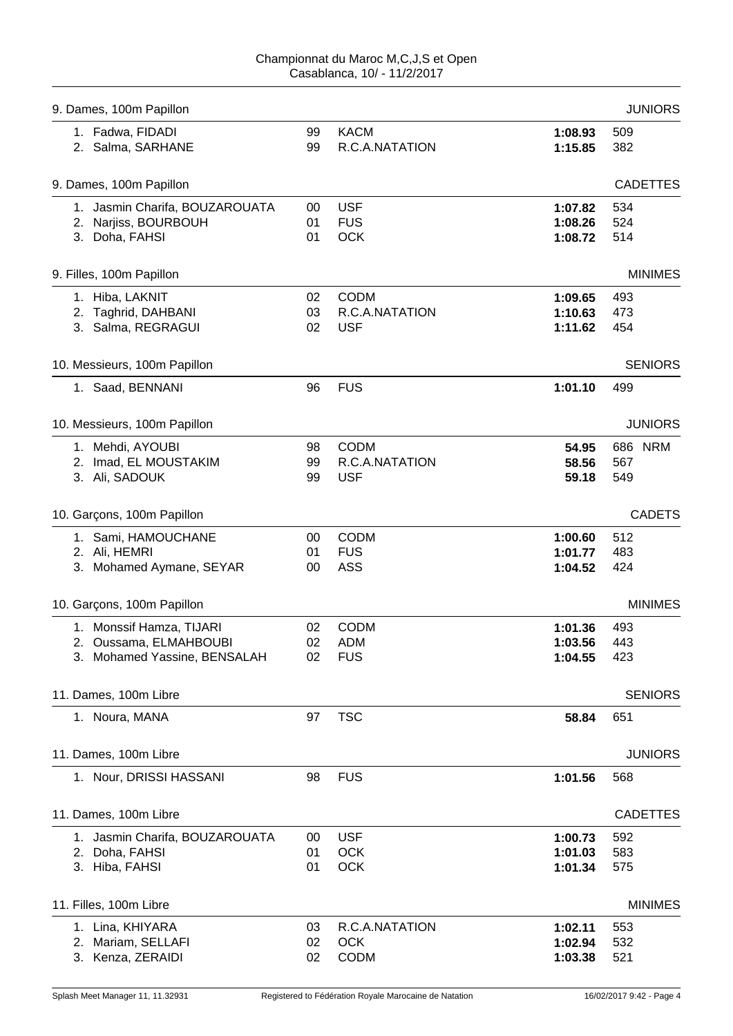Championnat du Maroc M,C,J,S et Open
Casablanca, 10/ - 11/2/2017

### 9. Dames, 100m Papillon — JUNIORS

| Rank | Name | YOB | Club | Time | Points |
|---|---|---|---|---|---|
| 1. | Fadwa, FIDADI | 99 | KACM | **1:08.93** | 509 |
| 2. | Salma, SARHANE | 99 | R.C.A.NATATION | **1:15.85** | 382 |

### 9. Dames, 100m Papillon — CADETTES

| Rank | Name | YOB | Club | Time | Points |
|---|---|---|---|---|---|
| 1. | Jasmin Charifa, BOUZAROUATA | 00 | USF | **1:07.82** | 534 |
| 2. | Narjiss, BOURBOUH | 01 | FUS | **1:08.26** | 524 |
| 3. | Doha, FAHSI | 01 | OCK | **1:08.72** | 514 |

### 9. Filles, 100m Papillon — MINIMES

| Rank | Name | YOB | Club | Time | Points |
|---|---|---|---|---|---|
| 1. | Hiba, LAKNIT | 02 | CODM | **1:09.65** | 493 |
| 2. | Taghrid, DAHBANI | 03 | R.C.A.NATATION | **1:10.63** | 473 |
| 3. | Salma, REGRAGUI | 02 | USF | **1:11.62** | 454 |

### 10. Messieurs, 100m Papillon — SENIORS

| Rank | Name | YOB | Club | Time | Points |
|---|---|---|---|---|---|
| 1. | Saad, BENNANI | 96 | FUS | **1:01.10** | 499 |

### 10. Messieurs, 100m Papillon — JUNIORS

| Rank | Name | YOB | Club | Time | Points |
|---|---|---|---|---|---|
| 1. | Mehdi, AYOUBI | 98 | CODM | **54.95** | 686 NRM |
| 2. | Imad, EL MOUSTAKIM | 99 | R.C.A.NATATION | **58.56** | 567 |
| 3. | Ali, SADOUK | 99 | USF | **59.18** | 549 |

### 10. Garçons, 100m Papillon — CADETS

| Rank | Name | YOB | Club | Time | Points |
|---|---|---|---|---|---|
| 1. | Sami, HAMOUCHANE | 00 | CODM | **1:00.60** | 512 |
| 2. | Ali, HEMRI | 01 | FUS | **1:01.77** | 483 |
| 3. | Mohamed Aymane, SEYAR | 00 | ASS | **1:04.52** | 424 |

### 10. Garçons, 100m Papillon — MINIMES

| Rank | Name | YOB | Club | Time | Points |
|---|---|---|---|---|---|
| 1. | Monssif Hamza, TIJARI | 02 | CODM | **1:01.36** | 493 |
| 2. | Oussama, ELMAHBOUBI | 02 | ADM | **1:03.56** | 443 |
| 3. | Mohamed Yassine, BENSALAH | 02 | FUS | **1:04.55** | 423 |

### 11. Dames, 100m Libre — SENIORS

| Rank | Name | YOB | Club | Time | Points |
|---|---|---|---|---|---|
| 1. | Noura, MANA | 97 | TSC | **58.84** | 651 |

### 11. Dames, 100m Libre — JUNIORS

| Rank | Name | YOB | Club | Time | Points |
|---|---|---|---|---|---|
| 1. | Nour, DRISSI HASSANI | 98 | FUS | **1:01.56** | 568 |

### 11. Dames, 100m Libre — CADETTES

| Rank | Name | YOB | Club | Time | Points |
|---|---|---|---|---|---|
| 1. | Jasmin Charifa, BOUZAROUATA | 00 | USF | **1:00.73** | 592 |
| 2. | Doha, FAHSI | 01 | OCK | **1:01.03** | 583 |
| 3. | Hiba, FAHSI | 01 | OCK | **1:01.34** | 575 |

### 11. Filles, 100m Libre — MINIMES

| Rank | Name | YOB | Club | Time | Points |
|---|---|---|---|---|---|
| 1. | Lina, KHIYARA | 03 | R.C.A.NATATION | **1:02.11** | 553 |
| 2. | Mariam, SELLAFI | 02 | OCK | **1:02.94** | 532 |
| 3. | Kenza, ZERAIDI | 02 | CODM | **1:03.38** | 521 |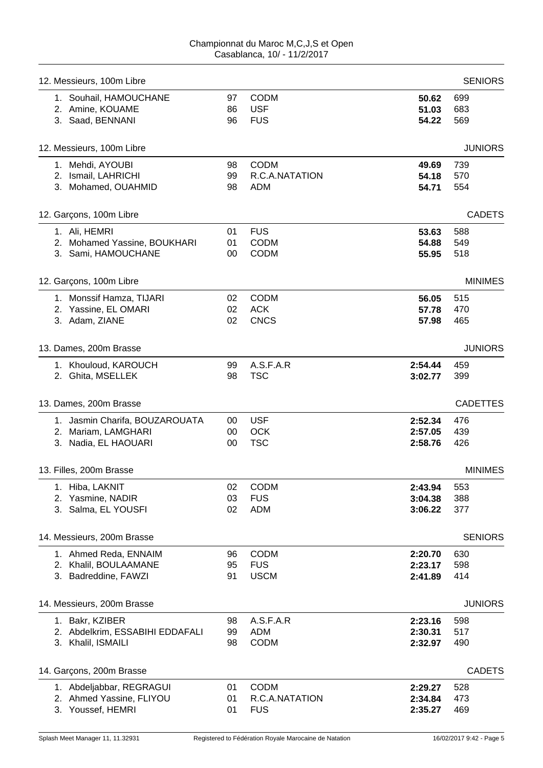Championnat du Maroc M,C,J,S et Open
Casablanca, 10/ - 11/2/2017

### 12. Messieurs, 100m Libre — SENIORS

| Place | Name | Year | Club | Time | Points |
|---|---|---|---|---|---|
| 1. | Souhail, HAMOUCHANE | 97 | CODM | **50.62** | 699 |
| 2. | Amine, KOUAME | 86 | USF | **51.03** | 683 |
| 3. | Saad, BENNANI | 96 | FUS | **54.22** | 569 |

### 12. Messieurs, 100m Libre — JUNIORS

| Place | Name | Year | Club | Time | Points |
|---|---|---|---|---|---|
| 1. | Mehdi, AYOUBI | 98 | CODM | **49.69** | 739 |
| 2. | Ismail, LAHRICHI | 99 | R.C.A.NATATION | **54.18** | 570 |
| 3. | Mohamed, OUAHMID | 98 | ADM | **54.71** | 554 |

### 12. Garçons, 100m Libre — CADETS

| Place | Name | Year | Club | Time | Points |
|---|---|---|---|---|---|
| 1. | Ali, HEMRI | 01 | FUS | **53.63** | 588 |
| 2. | Mohamed Yassine, BOUKHARI | 01 | CODM | **54.88** | 549 |
| 3. | Sami, HAMOUCHANE | 00 | CODM | **55.95** | 518 |

### 12. Garçons, 100m Libre — MINIMES

| Place | Name | Year | Club | Time | Points |
|---|---|---|---|---|---|
| 1. | Monssif Hamza, TIJARI | 02 | CODM | **56.05** | 515 |
| 2. | Yassine, EL OMARI | 02 | ACK | **57.78** | 470 |
| 3. | Adam, ZIANE | 02 | CNCS | **57.98** | 465 |

### 13. Dames, 200m Brasse — JUNIORS

| Place | Name | Year | Club | Time | Points |
|---|---|---|---|---|---|
| 1. | Khouloud, KAROUCH | 99 | A.S.F.A.R | **2:54.44** | 459 |
| 2. | Ghita, MSELLEK | 98 | TSC | **3:02.77** | 399 |

### 13. Dames, 200m Brasse — CADETTES

| Place | Name | Year | Club | Time | Points |
|---|---|---|---|---|---|
| 1. | Jasmin Charifa, BOUZAROUATA | 00 | USF | **2:52.34** | 476 |
| 2. | Mariam, LAMGHARI | 00 | OCK | **2:57.05** | 439 |
| 3. | Nadia, EL HAOUARI | 00 | TSC | **2:58.76** | 426 |

### 13. Filles, 200m Brasse — MINIMES

| Place | Name | Year | Club | Time | Points |
|---|---|---|---|---|---|
| 1. | Hiba, LAKNIT | 02 | CODM | **2:43.94** | 553 |
| 2. | Yasmine, NADIR | 03 | FUS | **3:04.38** | 388 |
| 3. | Salma, EL YOUSFI | 02 | ADM | **3:06.22** | 377 |

### 14. Messieurs, 200m Brasse — SENIORS

| Place | Name | Year | Club | Time | Points |
|---|---|---|---|---|---|
| 1. | Ahmed Reda, ENNAIM | 96 | CODM | **2:20.70** | 630 |
| 2. | Khalil, BOULAAMANE | 95 | FUS | **2:23.17** | 598 |
| 3. | Badreddine, FAWZI | 91 | USCM | **2:41.89** | 414 |

### 14. Messieurs, 200m Brasse — JUNIORS

| Place | Name | Year | Club | Time | Points |
|---|---|---|---|---|---|
| 1. | Bakr, KZIBER | 98 | A.S.F.A.R | **2:23.16** | 598 |
| 2. | Abdelkrim, ESSABIHI EDDAFALI | 99 | ADM | **2:30.31** | 517 |
| 3. | Khalil, ISMAILI | 98 | CODM | **2:32.97** | 490 |

### 14. Garçons, 200m Brasse — CADETS

| Place | Name | Year | Club | Time | Points |
|---|---|---|---|---|---|
| 1. | Abdeljabbar, REGRAGUI | 01 | CODM | **2:29.27** | 528 |
| 2. | Ahmed Yassine, FLIYOU | 01 | R.C.A.NATATION | **2:34.84** | 473 |
| 3. | Youssef, HEMRI | 01 | FUS | **2:35.27** | 469 |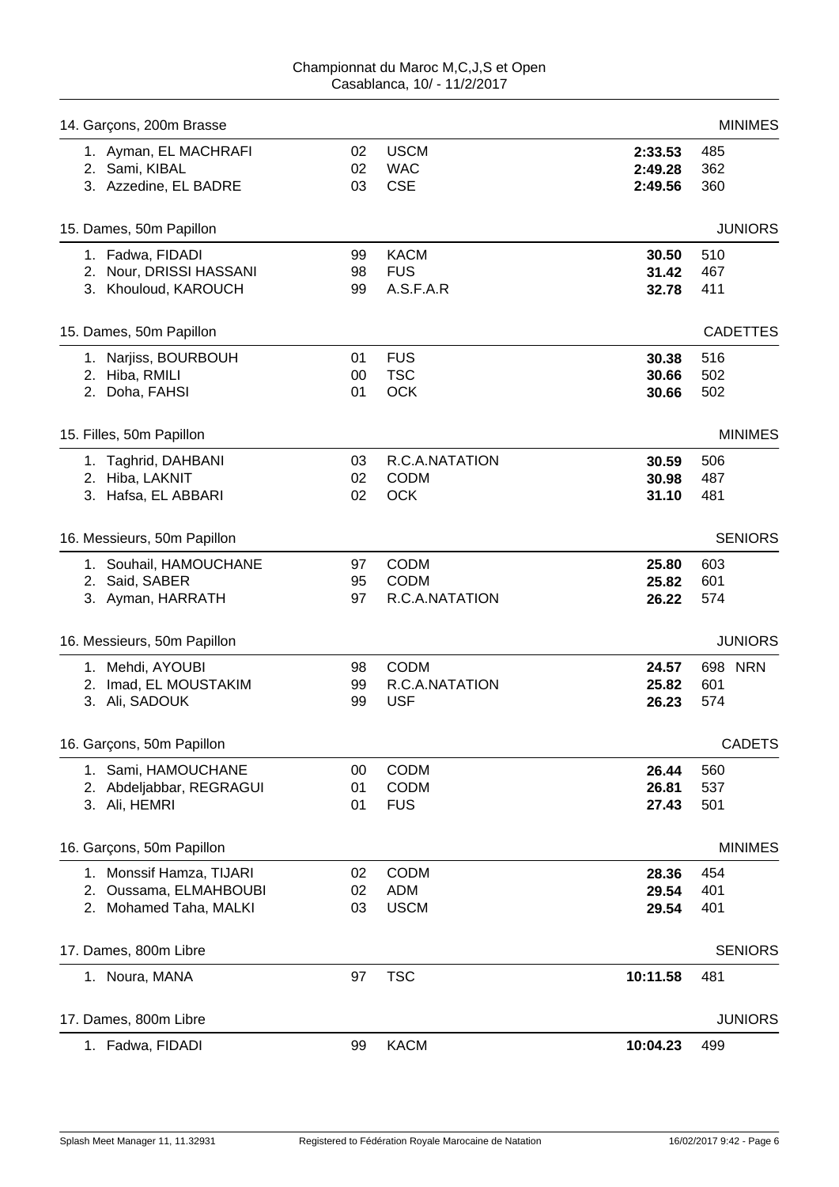Championnat du Maroc M,C,J,S et Open
Casablanca, 10/ - 11/2/2017

### 14. Garçons, 200m Brasse — MINIMES

| Rank | Name | Year | Club | Time | Points |
|---|---|---|---|---|---|
| 1. | Ayman, EL MACHRAFI | 02 | USCM | **2:33.53** | 485 |
| 2. | Sami, KIBAL | 02 | WAC | **2:49.28** | 362 |
| 3. | Azzedine, EL BADRE | 03 | CSE | **2:49.56** | 360 |

### 15. Dames, 50m Papillon — JUNIORS

| Rank | Name | Year | Club | Time | Points |
|---|---|---|---|---|---|
| 1. | Fadwa, FIDADI | 99 | KACM | **30.50** | 510 |
| 2. | Nour, DRISSI HASSANI | 98 | FUS | **31.42** | 467 |
| 3. | Khouloud, KAROUCH | 99 | A.S.F.A.R | **32.78** | 411 |

### 15. Dames, 50m Papillon — CADETTES

| Rank | Name | Year | Club | Time | Points |
|---|---|---|---|---|---|
| 1. | Narjiss, BOURBOUH | 01 | FUS | **30.38** | 516 |
| 2. | Hiba, RMILI | 00 | TSC | **30.66** | 502 |
| 2. | Doha, FAHSI | 01 | OCK | **30.66** | 502 |

### 15. Filles, 50m Papillon — MINIMES

| Rank | Name | Year | Club | Time | Points |
|---|---|---|---|---|---|
| 1. | Taghrid, DAHBANI | 03 | R.C.A.NATATION | **30.59** | 506 |
| 2. | Hiba, LAKNIT | 02 | CODM | **30.98** | 487 |
| 3. | Hafsa, EL ABBARI | 02 | OCK | **31.10** | 481 |

### 16. Messieurs, 50m Papillon — SENIORS

| Rank | Name | Year | Club | Time | Points |
|---|---|---|---|---|---|
| 1. | Souhail, HAMOUCHANE | 97 | CODM | **25.80** | 603 |
| 2. | Said, SABER | 95 | CODM | **25.82** | 601 |
| 3. | Ayman, HARRATH | 97 | R.C.A.NATATION | **26.22** | 574 |

### 16. Messieurs, 50m Papillon — JUNIORS

| Rank | Name | Year | Club | Time | Points |
|---|---|---|---|---|---|
| 1. | Mehdi, AYOUBI | 98 | CODM | **24.57** | 698 NRN |
| 2. | Imad, EL MOUSTAKIM | 99 | R.C.A.NATATION | **25.82** | 601 |
| 3. | Ali, SADOUK | 99 | USF | **26.23** | 574 |

### 16. Garçons, 50m Papillon — CADETS

| Rank | Name | Year | Club | Time | Points |
|---|---|---|---|---|---|
| 1. | Sami, HAMOUCHANE | 00 | CODM | **26.44** | 560 |
| 2. | Abdeljabbar, REGRAGUI | 01 | CODM | **26.81** | 537 |
| 3. | Ali, HEMRI | 01 | FUS | **27.43** | 501 |

### 16. Garçons, 50m Papillon — MINIMES

| Rank | Name | Year | Club | Time | Points |
|---|---|---|---|---|---|
| 1. | Monssif Hamza, TIJARI | 02 | CODM | **28.36** | 454 |
| 2. | Oussama, ELMAHBOUBI | 02 | ADM | **29.54** | 401 |
| 2. | Mohamed Taha, MALKI | 03 | USCM | **29.54** | 401 |

### 17. Dames, 800m Libre — SENIORS

| Rank | Name | Year | Club | Time | Points |
|---|---|---|---|---|---|
| 1. | Noura, MANA | 97 | TSC | **10:11.58** | 481 |

### 17. Dames, 800m Libre — JUNIORS

| Rank | Name | Year | Club | Time | Points |
|---|---|---|---|---|---|
| 1. | Fadwa, FIDADI | 99 | KACM | **10:04.23** | 499 |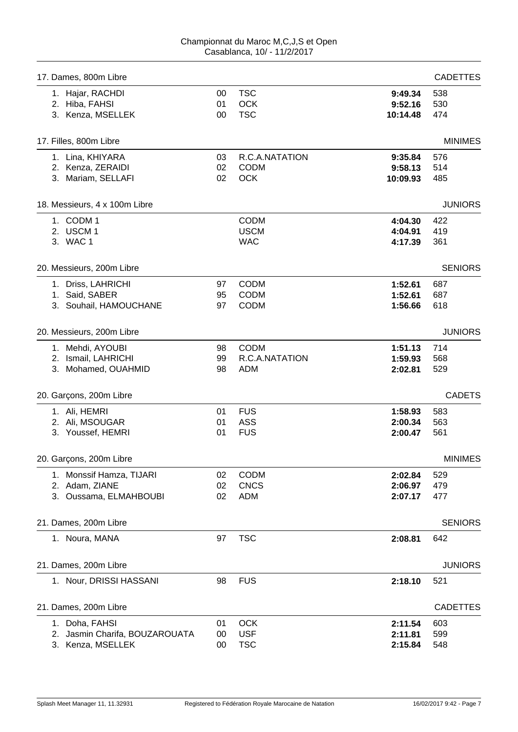Championnat du Maroc M,C,J,S et Open
Casablanca, 10/ - 11/2/2017

## 17. Dames, 800m Libre — CADETTES

| Place | Nom | Année | Club | Temps | Points |
|---|---|---|---|---|---|
| 1. | Hajar, RACHDI | 00 | TSC | **9:49.34** | 538 |
| 2. | Hiba, FAHSI | 01 | OCK | **9:52.16** | 530 |
| 3. | Kenza, MSELLEK | 00 | TSC | **10:14.48** | 474 |

## 17. Filles, 800m Libre — MINIMES

| Place | Nom | Année | Club | Temps | Points |
|---|---|---|---|---|---|
| 1. | Lina, KHIYARA | 03 | R.C.A.NATATION | **9:35.84** | 576 |
| 2. | Kenza, ZERAIDI | 02 | CODM | **9:58.13** | 514 |
| 3. | Mariam, SELLAFI | 02 | OCK | **10:09.93** | 485 |

## 18. Messieurs, 4 x 100m Libre — JUNIORS

| Place | Équipe | Club | Temps | Points |
|---|---|---|---|---|
| 1. | CODM 1 | CODM | **4:04.30** | 422 |
| 2. | USCM 1 | USCM | **4:04.91** | 419 |
| 3. | WAC 1 | WAC | **4:17.39** | 361 |

## 20. Messieurs, 200m Libre — SENIORS

| Place | Nom | Année | Club | Temps | Points |
|---|---|---|---|---|---|
| 1. | Driss, LAHRICHI | 97 | CODM | **1:52.61** | 687 |
| 1. | Said, SABER | 95 | CODM | **1:52.61** | 687 |
| 3. | Souhail, HAMOUCHANE | 97 | CODM | **1:56.66** | 618 |

## 20. Messieurs, 200m Libre — JUNIORS

| Place | Nom | Année | Club | Temps | Points |
|---|---|---|---|---|---|
| 1. | Mehdi, AYOUBI | 98 | CODM | **1:51.13** | 714 |
| 2. | Ismail, LAHRICHI | 99 | R.C.A.NATATION | **1:59.93** | 568 |
| 3. | Mohamed, OUAHMID | 98 | ADM | **2:02.81** | 529 |

## 20. Garçons, 200m Libre — CADETS

| Place | Nom | Année | Club | Temps | Points |
|---|---|---|---|---|---|
| 1. | Ali, HEMRI | 01 | FUS | **1:58.93** | 583 |
| 2. | Ali, MSOUGAR | 01 | ASS | **2:00.34** | 563 |
| 3. | Youssef, HEMRI | 01 | FUS | **2:00.47** | 561 |

## 20. Garçons, 200m Libre — MINIMES

| Place | Nom | Année | Club | Temps | Points |
|---|---|---|---|---|---|
| 1. | Monssif Hamza, TIJARI | 02 | CODM | **2:02.84** | 529 |
| 2. | Adam, ZIANE | 02 | CNCS | **2:06.97** | 479 |
| 3. | Oussama, ELMAHBOUBI | 02 | ADM | **2:07.17** | 477 |

## 21. Dames, 200m Libre — SENIORS

| Place | Nom | Année | Club | Temps | Points |
|---|---|---|---|---|---|
| 1. | Noura, MANA | 97 | TSC | **2:08.81** | 642 |

## 21. Dames, 200m Libre — JUNIORS

| Place | Nom | Année | Club | Temps | Points |
|---|---|---|---|---|---|
| 1. | Nour, DRISSI HASSANI | 98 | FUS | **2:18.10** | 521 |

## 21. Dames, 200m Libre — CADETTES

| Place | Nom | Année | Club | Temps | Points |
|---|---|---|---|---|---|
| 1. | Doha, FAHSI | 01 | OCK | **2:11.54** | 603 |
| 2. | Jasmin Charifa, BOUZAROUATA | 00 | USF | **2:11.81** | 599 |
| 3. | Kenza, MSELLEK | 00 | TSC | **2:15.84** | 548 |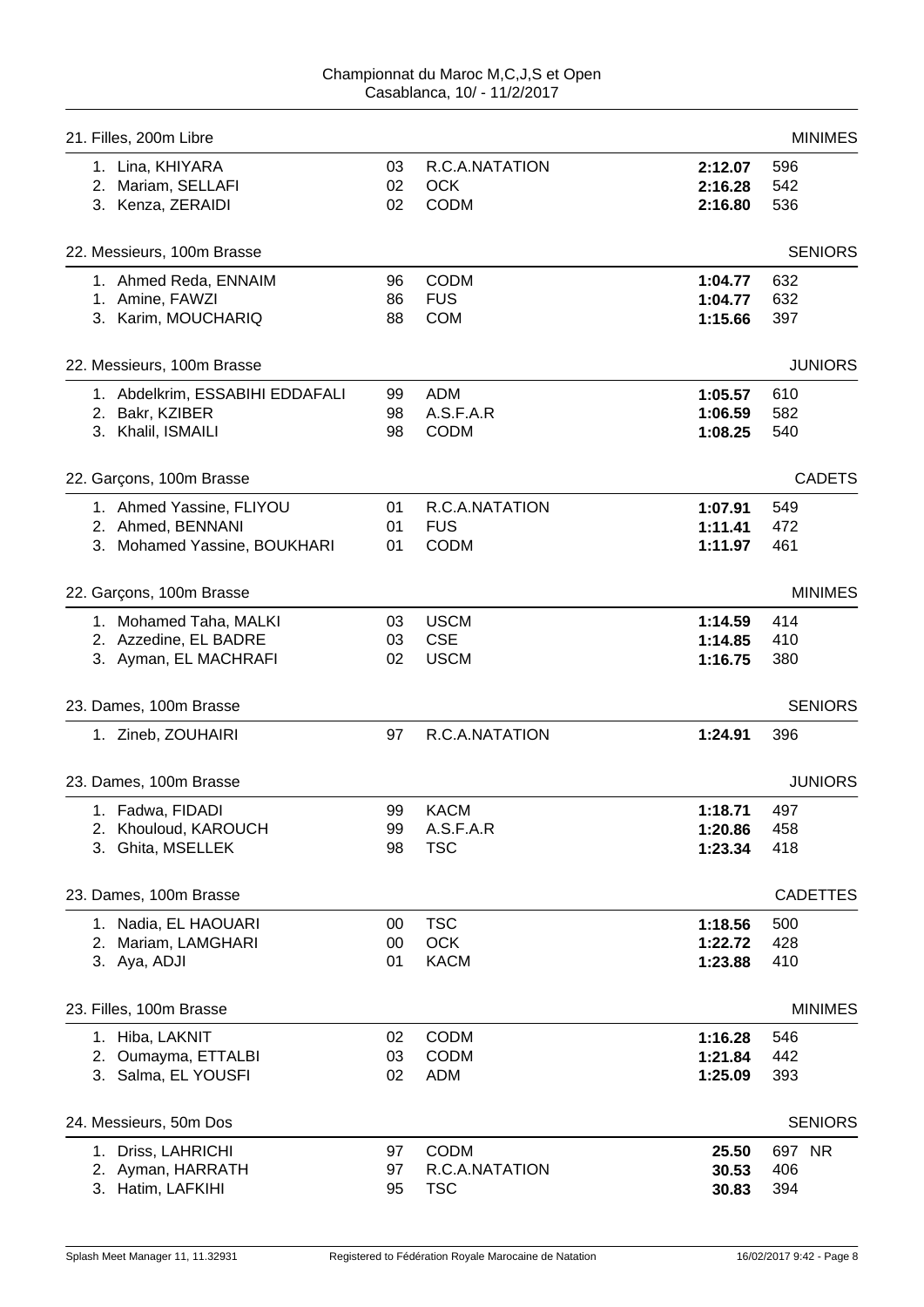Championnat du Maroc M,C,J,S et Open
Casablanca, 10/ - 11/2/2017

## 21. Filles, 200m Libre — MINIMES

| Rang | Nom | Année | Club | Temps | Points |
|---|---|---|---|---|---|
| 1. | Lina, KHIYARA | 03 | R.C.A.NATATION | **2:12.07** | 596 |
| 2. | Mariam, SELLAFI | 02 | OCK | **2:16.28** | 542 |
| 3. | Kenza, ZERAIDI | 02 | CODM | **2:16.80** | 536 |

## 22. Messieurs, 100m Brasse — SENIORS

| Rang | Nom | Année | Club | Temps | Points |
|---|---|---|---|---|---|
| 1. | Ahmed Reda, ENNAIM | 96 | CODM | **1:04.77** | 632 |
| 1. | Amine, FAWZI | 86 | FUS | **1:04.77** | 632 |
| 3. | Karim, MOUCHARIQ | 88 | COM | **1:15.66** | 397 |

## 22. Messieurs, 100m Brasse — JUNIORS

| Rang | Nom | Année | Club | Temps | Points |
|---|---|---|---|---|---|
| 1. | Abdelkrim, ESSABIHI EDDAFALI | 99 | ADM | **1:05.57** | 610 |
| 2. | Bakr, KZIBER | 98 | A.S.F.A.R | **1:06.59** | 582 |
| 3. | Khalil, ISMAILI | 98 | CODM | **1:08.25** | 540 |

## 22. Garçons, 100m Brasse — CADETS

| Rang | Nom | Année | Club | Temps | Points |
|---|---|---|---|---|---|
| 1. | Ahmed Yassine, FLIYOU | 01 | R.C.A.NATATION | **1:07.91** | 549 |
| 2. | Ahmed, BENNANI | 01 | FUS | **1:11.41** | 472 |
| 3. | Mohamed Yassine, BOUKHARI | 01 | CODM | **1:11.97** | 461 |

## 22. Garçons, 100m Brasse — MINIMES

| Rang | Nom | Année | Club | Temps | Points |
|---|---|---|---|---|---|
| 1. | Mohamed Taha, MALKI | 03 | USCM | **1:14.59** | 414 |
| 2. | Azzedine, EL BADRE | 03 | CSE | **1:14.85** | 410 |
| 3. | Ayman, EL MACHRAFI | 02 | USCM | **1:16.75** | 380 |

## 23. Dames, 100m Brasse — SENIORS

| Rang | Nom | Année | Club | Temps | Points |
|---|---|---|---|---|---|
| 1. | Zineb, ZOUHAIRI | 97 | R.C.A.NATATION | **1:24.91** | 396 |

## 23. Dames, 100m Brasse — JUNIORS

| Rang | Nom | Année | Club | Temps | Points |
|---|---|---|---|---|---|
| 1. | Fadwa, FIDADI | 99 | KACM | **1:18.71** | 497 |
| 2. | Khouloud, KAROUCH | 99 | A.S.F.A.R | **1:20.86** | 458 |
| 3. | Ghita, MSELLEK | 98 | TSC | **1:23.34** | 418 |

## 23. Dames, 100m Brasse — CADETTES

| Rang | Nom | Année | Club | Temps | Points |
|---|---|---|---|---|---|
| 1. | Nadia, EL HAOUARI | 00 | TSC | **1:18.56** | 500 |
| 2. | Mariam, LAMGHARI | 00 | OCK | **1:22.72** | 428 |
| 3. | Aya, ADJI | 01 | KACM | **1:23.88** | 410 |

## 23. Filles, 100m Brasse — MINIMES

| Rang | Nom | Année | Club | Temps | Points |
|---|---|---|---|---|---|
| 1. | Hiba, LAKNIT | 02 | CODM | **1:16.28** | 546 |
| 2. | Oumayma, ETTALBI | 03 | CODM | **1:21.84** | 442 |
| 3. | Salma, EL YOUSFI | 02 | ADM | **1:25.09** | 393 |

## 24. Messieurs, 50m Dos — SENIORS

| Rang | Nom | Année | Club | Temps | Points |
|---|---|---|---|---|---|
| 1. | Driss, LAHRICHI | 97 | CODM | **25.50** | 697 NR |
| 2. | Ayman, HARRATH | 97 | R.C.A.NATATION | **30.53** | 406 |
| 3. | Hatim, LAFKIHI | 95 | TSC | **30.83** | 394 |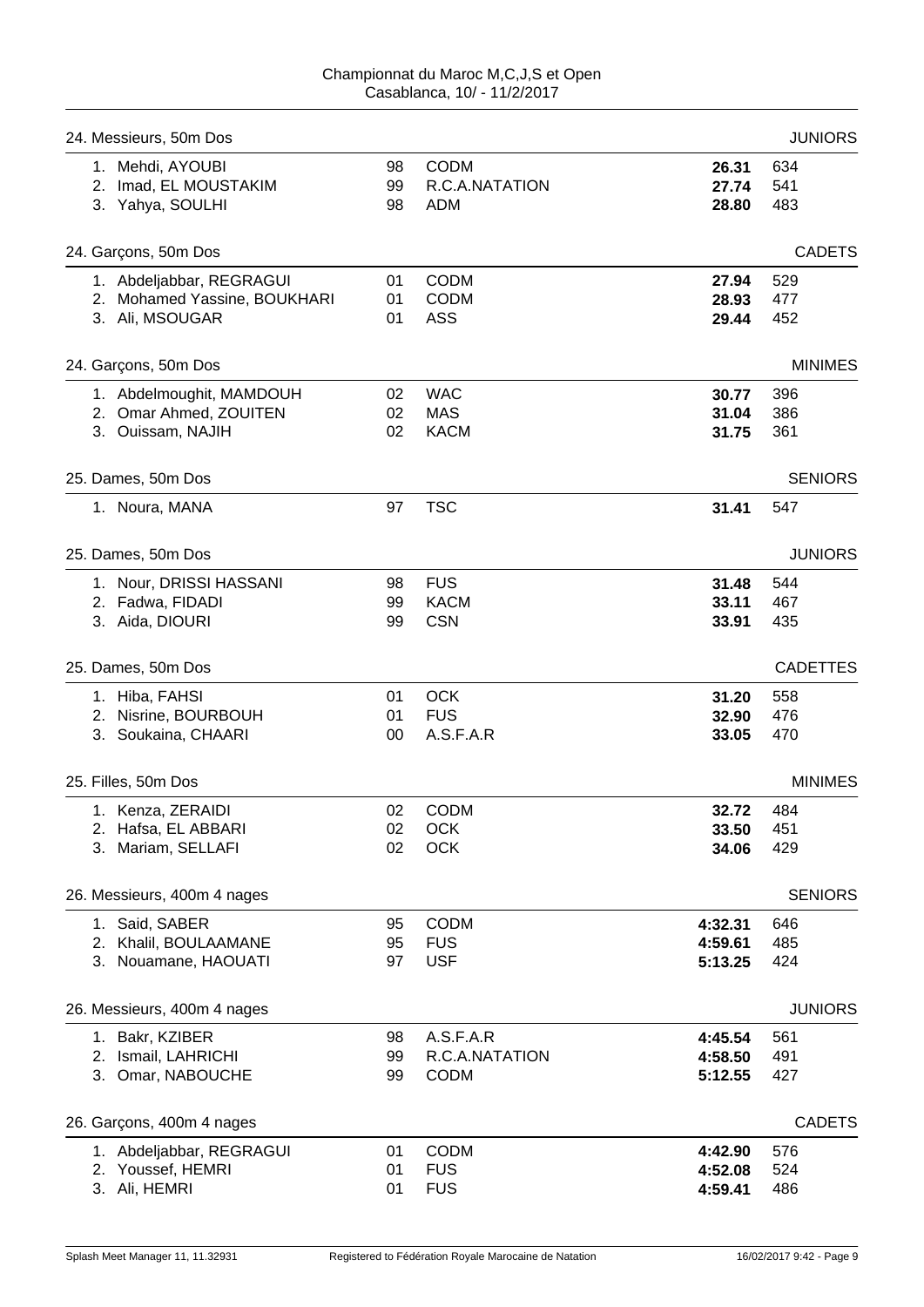Championnat du Maroc M,C,J,S et Open
Casablanca, 10/ - 11/2/2017

## 24. Messieurs, 50m Dos — JUNIORS

| | | | | | |
|---|---|---|---|---|---|
| 1. | Mehdi, AYOUBI | 98 | CODM | **26.31** | 634 |
| 2. | Imad, EL MOUSTAKIM | 99 | R.C.A.NATATION | **27.74** | 541 |
| 3. | Yahya, SOULHI | 98 | ADM | **28.80** | 483 |

## 24. Garçons, 50m Dos — CADETS

| | | | | | |
|---|---|---|---|---|---|
| 1. | Abdeljabbar, REGRAGUI | 01 | CODM | **27.94** | 529 |
| 2. | Mohamed Yassine, BOUKHARI | 01 | CODM | **28.93** | 477 |
| 3. | Ali, MSOUGAR | 01 | ASS | **29.44** | 452 |

## 24. Garçons, 50m Dos — MINIMES

| | | | | | |
|---|---|---|---|---|---|
| 1. | Abdelmoughit, MAMDOUH | 02 | WAC | **30.77** | 396 |
| 2. | Omar Ahmed, ZOUITEN | 02 | MAS | **31.04** | 386 |
| 3. | Ouissam, NAJIH | 02 | KACM | **31.75** | 361 |

## 25. Dames, 50m Dos — SENIORS

| | | | | | |
|---|---|---|---|---|---|
| 1. | Noura, MANA | 97 | TSC | **31.41** | 547 |

## 25. Dames, 50m Dos — JUNIORS

| | | | | | |
|---|---|---|---|---|---|
| 1. | Nour, DRISSI HASSANI | 98 | FUS | **31.48** | 544 |
| 2. | Fadwa, FIDADI | 99 | KACM | **33.11** | 467 |
| 3. | Aida, DIOURI | 99 | CSN | **33.91** | 435 |

## 25. Dames, 50m Dos — CADETTES

| | | | | | |
|---|---|---|---|---|---|
| 1. | Hiba, FAHSI | 01 | OCK | **31.20** | 558 |
| 2. | Nisrine, BOURBOUH | 01 | FUS | **32.90** | 476 |
| 3. | Soukaina, CHAARI | 00 | A.S.F.A.R | **33.05** | 470 |

## 25. Filles, 50m Dos — MINIMES

| | | | | | |
|---|---|---|---|---|---|
| 1. | Kenza, ZERAIDI | 02 | CODM | **32.72** | 484 |
| 2. | Hafsa, EL ABBARI | 02 | OCK | **33.50** | 451 |
| 3. | Mariam, SELLAFI | 02 | OCK | **34.06** | 429 |

## 26. Messieurs, 400m 4 nages — SENIORS

| | | | | | |
|---|---|---|---|---|---|
| 1. | Said, SABER | 95 | CODM | **4:32.31** | 646 |
| 2. | Khalil, BOULAAMANE | 95 | FUS | **4:59.61** | 485 |
| 3. | Nouamane, HAOUATI | 97 | USF | **5:13.25** | 424 |

## 26. Messieurs, 400m 4 nages — JUNIORS

| | | | | | |
|---|---|---|---|---|---|
| 1. | Bakr, KZIBER | 98 | A.S.F.A.R | **4:45.54** | 561 |
| 2. | Ismail, LAHRICHI | 99 | R.C.A.NATATION | **4:58.50** | 491 |
| 3. | Omar, NABOUCHE | 99 | CODM | **5:12.55** | 427 |

## 26. Garçons, 400m 4 nages — CADETS

| | | | | | |
|---|---|---|---|---|---|
| 1. | Abdeljabbar, REGRAGUI | 01 | CODM | **4:42.90** | 576 |
| 2. | Youssef, HEMRI | 01 | FUS | **4:52.08** | 524 |
| 3. | Ali, HEMRI | 01 | FUS | **4:59.41** | 486 |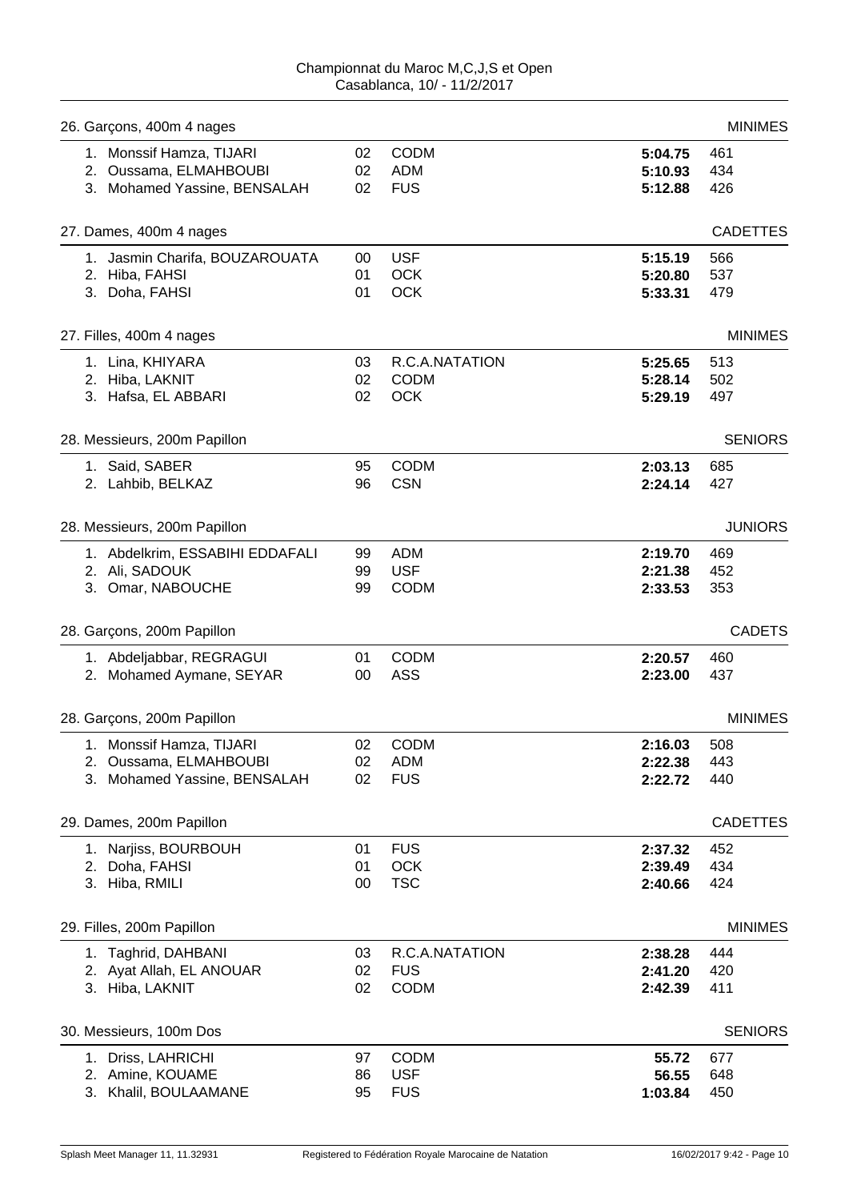## 26. Garçons, 400m 4 nages — MINIMES

| Place | Nom | Année | Club | Temps | Points |
|---|---|---|---|---|---|
| 1. | Monssif Hamza, TIJARI | 02 | CODM | **5:04.75** | 461 |
| 2. | Oussama, ELMAHBOUBI | 02 | ADM | **5:10.93** | 434 |
| 3. | Mohamed Yassine, BENSALAH | 02 | FUS | **5:12.88** | 426 |

## 27. Dames, 400m 4 nages — CADETTES

| Place | Nom | Année | Club | Temps | Points |
|---|---|---|---|---|---|
| 1. | Jasmin Charifa, BOUZAROUATA | 00 | USF | **5:15.19** | 566 |
| 2. | Hiba, FAHSI | 01 | OCK | **5:20.80** | 537 |
| 3. | Doha, FAHSI | 01 | OCK | **5:33.31** | 479 |

## 27. Filles, 400m 4 nages — MINIMES

| Place | Nom | Année | Club | Temps | Points |
|---|---|---|---|---|---|
| 1. | Lina, KHIYARA | 03 | R.C.A.NATATION | **5:25.65** | 513 |
| 2. | Hiba, LAKNIT | 02 | CODM | **5:28.14** | 502 |
| 3. | Hafsa, EL ABBARI | 02 | OCK | **5:29.19** | 497 |

## 28. Messieurs, 200m Papillon — SENIORS

| Place | Nom | Année | Club | Temps | Points |
|---|---|---|---|---|---|
| 1. | Said, SABER | 95 | CODM | **2:03.13** | 685 |
| 2. | Lahbib, BELKAZ | 96 | CSN | **2:24.14** | 427 |

## 28. Messieurs, 200m Papillon — JUNIORS

| Place | Nom | Année | Club | Temps | Points |
|---|---|---|---|---|---|
| 1. | Abdelkrim, ESSABIHI EDDAFALI | 99 | ADM | **2:19.70** | 469 |
| 2. | Ali, SADOUK | 99 | USF | **2:21.38** | 452 |
| 3. | Omar, NABOUCHE | 99 | CODM | **2:33.53** | 353 |

## 28. Garçons, 200m Papillon — CADETS

| Place | Nom | Année | Club | Temps | Points |
|---|---|---|---|---|---|
| 1. | Abdeljabbar, REGRAGUI | 01 | CODM | **2:20.57** | 460 |
| 2. | Mohamed Aymane, SEYAR | 00 | ASS | **2:23.00** | 437 |

## 28. Garçons, 200m Papillon — MINIMES

| Place | Nom | Année | Club | Temps | Points |
|---|---|---|---|---|---|
| 1. | Monssif Hamza, TIJARI | 02 | CODM | **2:16.03** | 508 |
| 2. | Oussama, ELMAHBOUBI | 02 | ADM | **2:22.38** | 443 |
| 3. | Mohamed Yassine, BENSALAH | 02 | FUS | **2:22.72** | 440 |

## 29. Dames, 200m Papillon — CADETTES

| Place | Nom | Année | Club | Temps | Points |
|---|---|---|---|---|---|
| 1. | Narjiss, BOURBOUH | 01 | FUS | **2:37.32** | 452 |
| 2. | Doha, FAHSI | 01 | OCK | **2:39.49** | 434 |
| 3. | Hiba, RMILI | 00 | TSC | **2:40.66** | 424 |

## 29. Filles, 200m Papillon — MINIMES

| Place | Nom | Année | Club | Temps | Points |
|---|---|---|---|---|---|
| 1. | Taghrid, DAHBANI | 03 | R.C.A.NATATION | **2:38.28** | 444 |
| 2. | Ayat Allah, EL ANOUAR | 02 | FUS | **2:41.20** | 420 |
| 3. | Hiba, LAKNIT | 02 | CODM | **2:42.39** | 411 |

## 30. Messieurs, 100m Dos — SENIORS

| Place | Nom | Année | Club | Temps | Points |
|---|---|---|---|---|---|
| 1. | Driss, LAHRICHI | 97 | CODM | **55.72** | 677 |
| 2. | Amine, KOUAME | 86 | USF | **56.55** | 648 |
| 3. | Khalil, BOULAAMANE | 95 | FUS | **1:03.84** | 450 |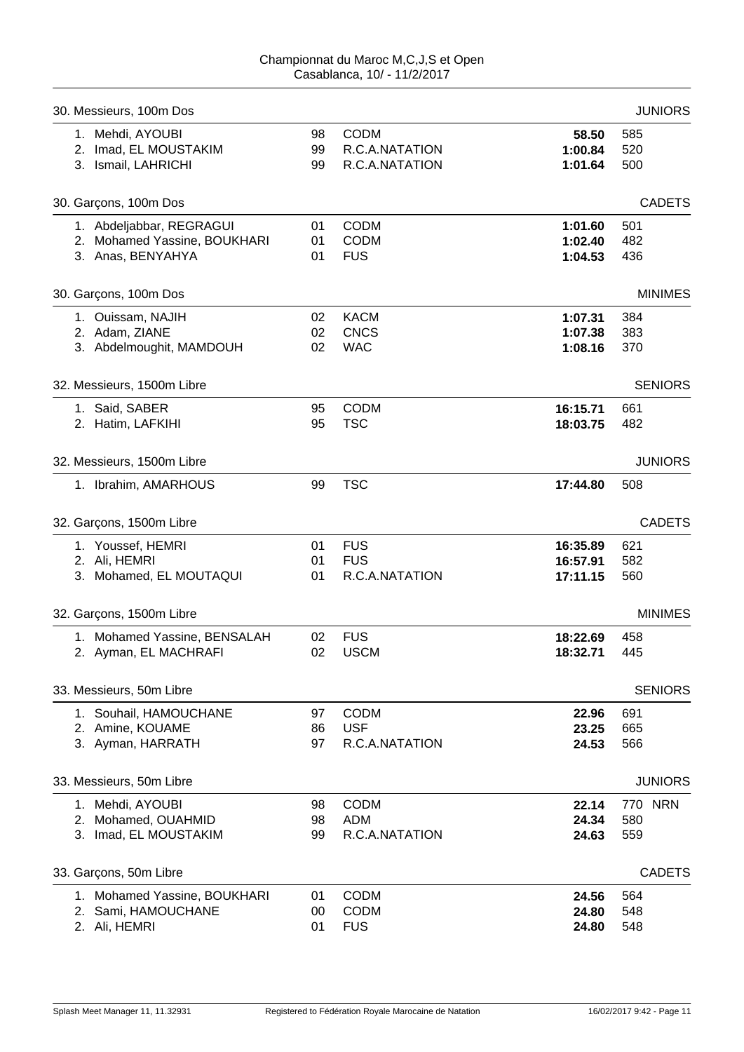Championnat du Maroc M,C,J,S et Open
Casablanca, 10/ - 11/2/2017

### 30. Messieurs, 100m Dos — JUNIORS

| Place | Nom | Année | Club | Temps | Points |
|---|---|---|---|---|---|
| 1. | Mehdi, AYOUBI | 98 | CODM | **58.50** | 585 |
| 2. | Imad, EL MOUSTAKIM | 99 | R.C.A.NATATION | **1:00.84** | 520 |
| 3. | Ismail, LAHRICHI | 99 | R.C.A.NATATION | **1:01.64** | 500 |

### 30. Garçons, 100m Dos — CADETS

| Place | Nom | Année | Club | Temps | Points |
|---|---|---|---|---|---|
| 1. | Abdeljabbar, REGRAGUI | 01 | CODM | **1:01.60** | 501 |
| 2. | Mohamed Yassine, BOUKHARI | 01 | CODM | **1:02.40** | 482 |
| 3. | Anas, BENYAHYA | 01 | FUS | **1:04.53** | 436 |

### 30. Garçons, 100m Dos — MINIMES

| Place | Nom | Année | Club | Temps | Points |
|---|---|---|---|---|---|
| 1. | Ouissam, NAJIH | 02 | KACM | **1:07.31** | 384 |
| 2. | Adam, ZIANE | 02 | CNCS | **1:07.38** | 383 |
| 3. | Abdelmoughit, MAMDOUH | 02 | WAC | **1:08.16** | 370 |

### 32. Messieurs, 1500m Libre — SENIORS

| Place | Nom | Année | Club | Temps | Points |
|---|---|---|---|---|---|
| 1. | Said, SABER | 95 | CODM | **16:15.71** | 661 |
| 2. | Hatim, LAFKIHI | 95 | TSC | **18:03.75** | 482 |

### 32. Messieurs, 1500m Libre — JUNIORS

| Place | Nom | Année | Club | Temps | Points |
|---|---|---|---|---|---|
| 1. | Ibrahim, AMARHOUS | 99 | TSC | **17:44.80** | 508 |

### 32. Garçons, 1500m Libre — CADETS

| Place | Nom | Année | Club | Temps | Points |
|---|---|---|---|---|---|
| 1. | Youssef, HEMRI | 01 | FUS | **16:35.89** | 621 |
| 2. | Ali, HEMRI | 01 | FUS | **16:57.91** | 582 |
| 3. | Mohamed, EL MOUTAQUI | 01 | R.C.A.NATATION | **17:11.15** | 560 |

### 32. Garçons, 1500m Libre — MINIMES

| Place | Nom | Année | Club | Temps | Points |
|---|---|---|---|---|---|
| 1. | Mohamed Yassine, BENSALAH | 02 | FUS | **18:22.69** | 458 |
| 2. | Ayman, EL MACHRAFI | 02 | USCM | **18:32.71** | 445 |

### 33. Messieurs, 50m Libre — SENIORS

| Place | Nom | Année | Club | Temps | Points |
|---|---|---|---|---|---|
| 1. | Souhail, HAMOUCHANE | 97 | CODM | **22.96** | 691 |
| 2. | Amine, KOUAME | 86 | USF | **23.25** | 665 |
| 3. | Ayman, HARRATH | 97 | R.C.A.NATATION | **24.53** | 566 |

### 33. Messieurs, 50m Libre — JUNIORS

| Place | Nom | Année | Club | Temps | Points |
|---|---|---|---|---|---|
| 1. | Mehdi, AYOUBI | 98 | CODM | **22.14** | 770 NRN |
| 2. | Mohamed, OUAHMID | 98 | ADM | **24.34** | 580 |
| 3. | Imad, EL MOUSTAKIM | 99 | R.C.A.NATATION | **24.63** | 559 |

### 33. Garçons, 50m Libre — CADETS

| Place | Nom | Année | Club | Temps | Points |
|---|---|---|---|---|---|
| 1. | Mohamed Yassine, BOUKHARI | 01 | CODM | **24.56** | 564 |
| 2. | Sami, HAMOUCHANE | 00 | CODM | **24.80** | 548 |
| 2. | Ali, HEMRI | 01 | FUS | **24.80** | 548 |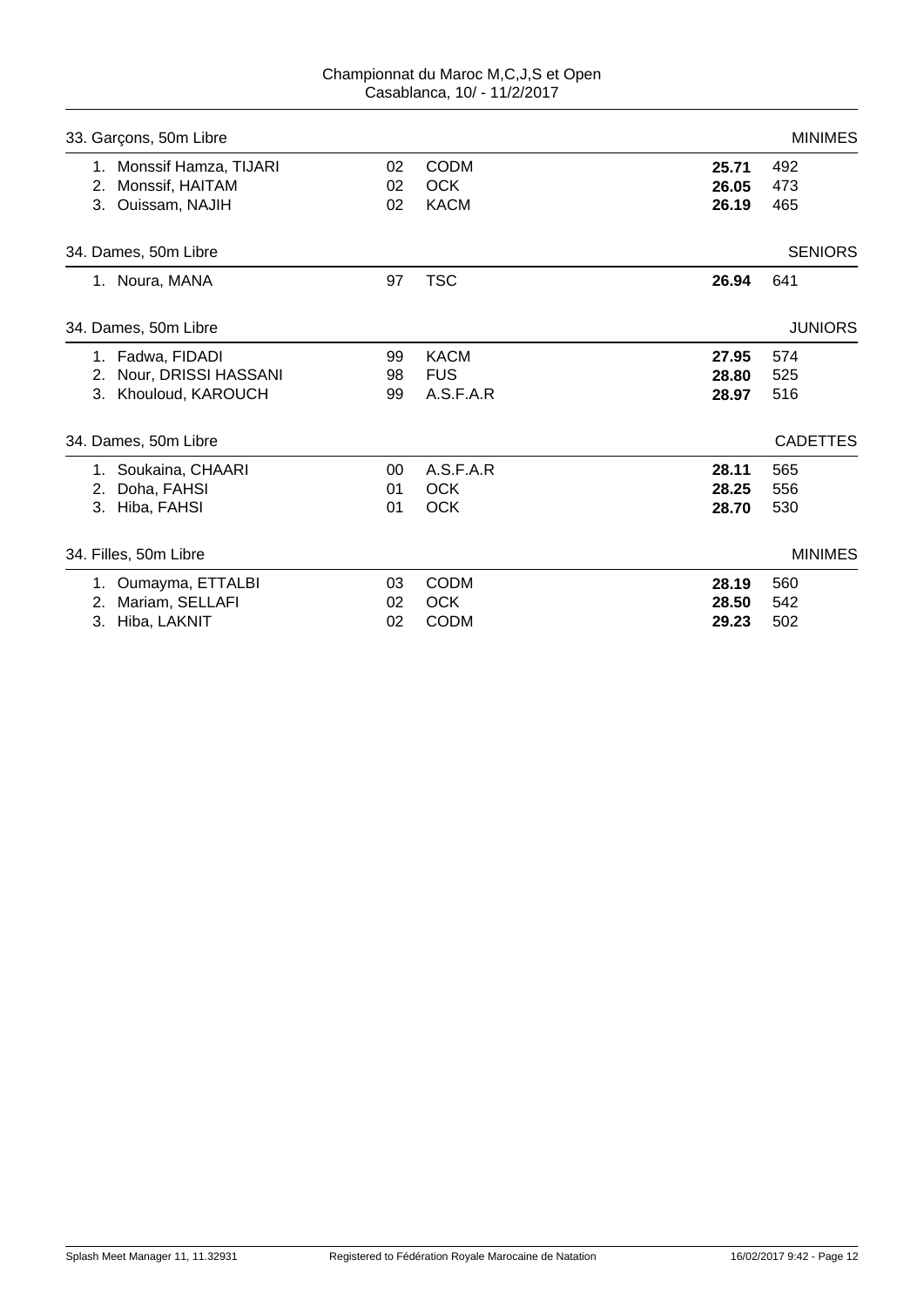Championnat du Maroc M,C,J,S et Open
Casablanca, 10/ - 11/2/2017

## 33. Garçons, 50m Libre — MINIMES

| | | | | |
|---|---|---|---|---|
| 1. Monssif Hamza, TIJARI | 02 | CODM | **25.71** | 492 |
| 2. Monssif, HAITAM | 02 | OCK | **26.05** | 473 |
| 3. Ouissam, NAJIH | 02 | KACM | **26.19** | 465 |

## 34. Dames, 50m Libre — SENIORS

| | | | | |
|---|---|---|---|---|
| 1. Noura, MANA | 97 | TSC | **26.94** | 641 |

## 34. Dames, 50m Libre — JUNIORS

| | | | | |
|---|---|---|---|---|
| 1. Fadwa, FIDADI | 99 | KACM | **27.95** | 574 |
| 2. Nour, DRISSI HASSANI | 98 | FUS | **28.80** | 525 |
| 3. Khouloud, KAROUCH | 99 | A.S.F.A.R | **28.97** | 516 |

## 34. Dames, 50m Libre — CADETTES

| | | | | |
|---|---|---|---|---|
| 1. Soukaina, CHAARI | 00 | A.S.F.A.R | **28.11** | 565 |
| 2. Doha, FAHSI | 01 | OCK | **28.25** | 556 |
| 3. Hiba, FAHSI | 01 | OCK | **28.70** | 530 |

## 34. Filles, 50m Libre — MINIMES

| | | | | |
|---|---|---|---|---|
| 1. Oumayma, ETTALBI | 03 | CODM | **28.19** | 560 |
| 2. Mariam, SELLAFI | 02 | OCK | **28.50** | 542 |
| 3. Hiba, LAKNIT | 02 | CODM | **29.23** | 502 |